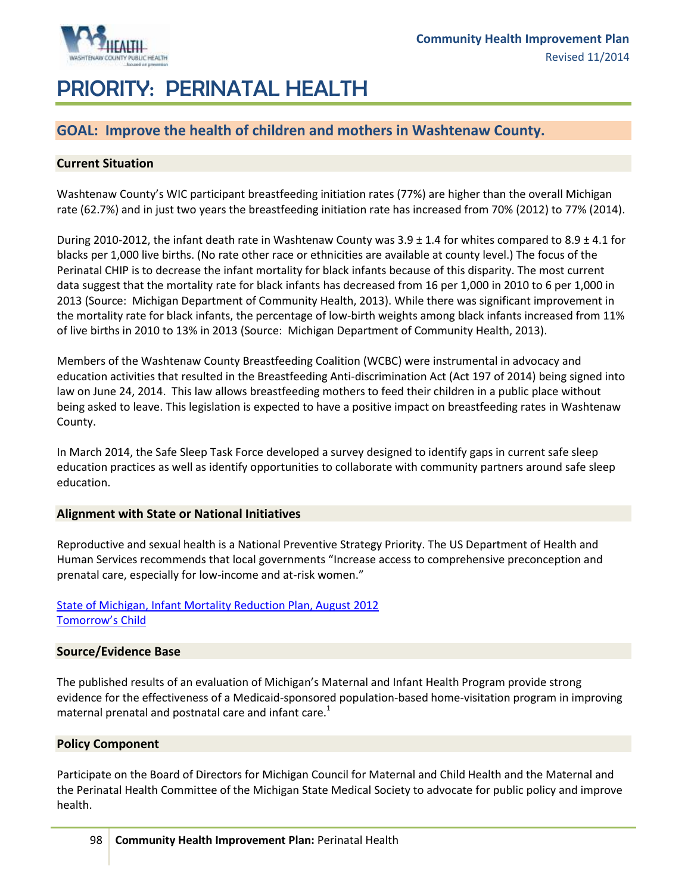# PRIORITY: PERINATAL HEALTH

## GOAL: Improve the health of children and mothers in Washtenaw County.

### Current Situation

Washtenaw County's WIC participant breastfeeding initiation rates (77%) are higher than the overall Michigan rate (62.7%) and in just two years the breastfeeding initiation rate has increased from 70% (2012) to 77% (2014).

During 2010-2012, the infant death rate in Washtenaw County was 3.9 ± 1.4 for whites compared to 8.9 ± 4.1 for blacks per 1,000 live births. (No rate other race or ethnicities are available at county level.) The focus of the Perinatal CHIP is to decrease the infant mortality for black infants because of this disparity. The most current data suggest that the mortality rate for black infants has decreased from 16 per 1,000 in 2010 to 6 per 1,000 in 2013 (Source: Michigan Department of Community Health, 2013). While there was significant improvement in the mortality rate for black infants, the percentage of low-birth weights among black infants increased from 11% of live births in 2010 to 13% in 2013 (Source: Michigan Department of Community Health, 2013).

Members of the Washtenaw County Breastfeeding Coalition (WCBC) were instrumental in advocacy and education activities that resulted in the Breastfeeding Anti-discrimination Act (Act 197 of 2014) being signed into law on June 24, 2014. This law allows breastfeeding mothers to feed their children in a public place without being asked to leave. This legislation is expected to have a positive impact on breastfeeding rates in Washtenaw County.

In March 2014, the Safe Sleep Task Force developed a survey designed to identify gaps in current safe sleep education practices as well as identify opportunities to collaborate with community partners around safe sleep education.

### Alignment with State or National Initiatives

Reproductive and sexual health is a National Preventive Strategy Priority. The US Department of Health and Human Services recommends that local governments "Increase access to comprehensive preconception and prenatal care, especially for low-income and at-risk women."

State of Michigan, Infant Mortality Reduction Plan, August 2012
Tomorrow's Child

### Source/Evidence Base

The published results of an evaluation of Michigan's Maternal and Infant Health Program provide strong evidence for the effectiveness of a Medicaid-sponsored population-based home-visitation program in improving maternal prenatal and postnatal care and infant care.[1]

### Policy Component

Participate on the Board of Directors for Michigan Council for Maternal and Child Health and the Maternal and the Perinatal Health Committee of the Michigan State Medical Society to advocate for public policy and improve health.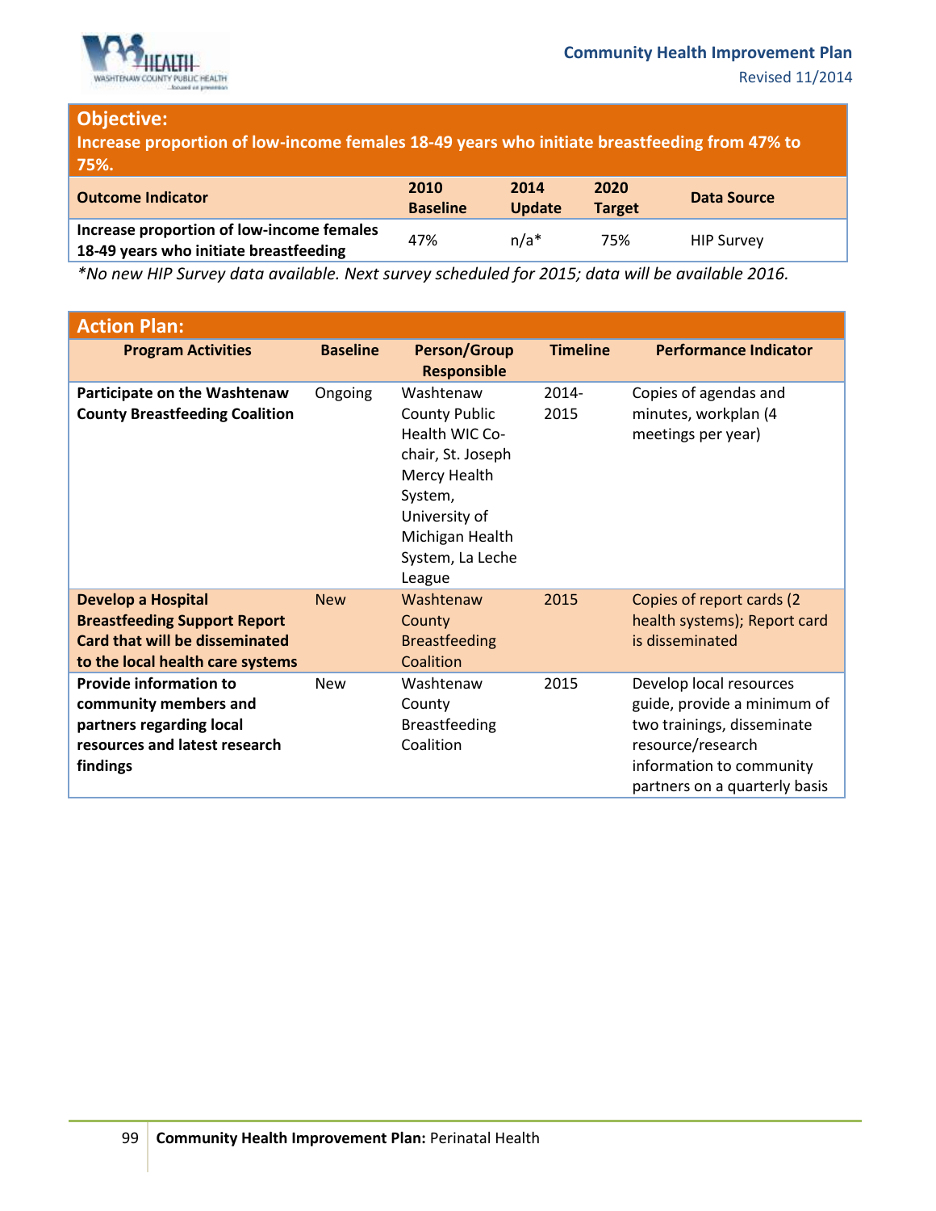## Objective:

**Increase proportion of low-income females 18-49 years who initiate breastfeeding from 47% to 75%.**

| Outcome Indicator | 2010 Baseline | 2014 Update | 2020 Target | Data Source |
|---|---|---|---|---|
| **Increase proportion of low-income females 18-49 years who initiate breastfeeding** | 47% | n/a* | 75% | HIP Survey |

*\*No new HIP Survey data available. Next survey scheduled for 2015; data will be available 2016.*

## Action Plan:

| Program Activities | Baseline | Person/Group Responsible | Timeline | Performance Indicator |
|---|---|---|---|---|
| **Participate on the Washtenaw County Breastfeeding Coalition** | Ongoing | Washtenaw County Public Health WIC Co-chair, St. Joseph Mercy Health System, University of Michigan Health System, La Leche League | 2014-2015 | Copies of agendas and minutes, workplan (4 meetings per year) |
| **Develop a Hospital Breastfeeding Support Report Card that will be disseminated to the local health care systems** | New | Washtenaw County Breastfeeding Coalition | 2015 | Copies of report cards (2 health systems); Report card is disseminated |
| **Provide information to community members and partners regarding local resources and latest research findings** | New | Washtenaw County Breastfeeding Coalition | 2015 | Develop local resources guide, provide a minimum of two trainings, disseminate resource/research information to community partners on a quarterly basis |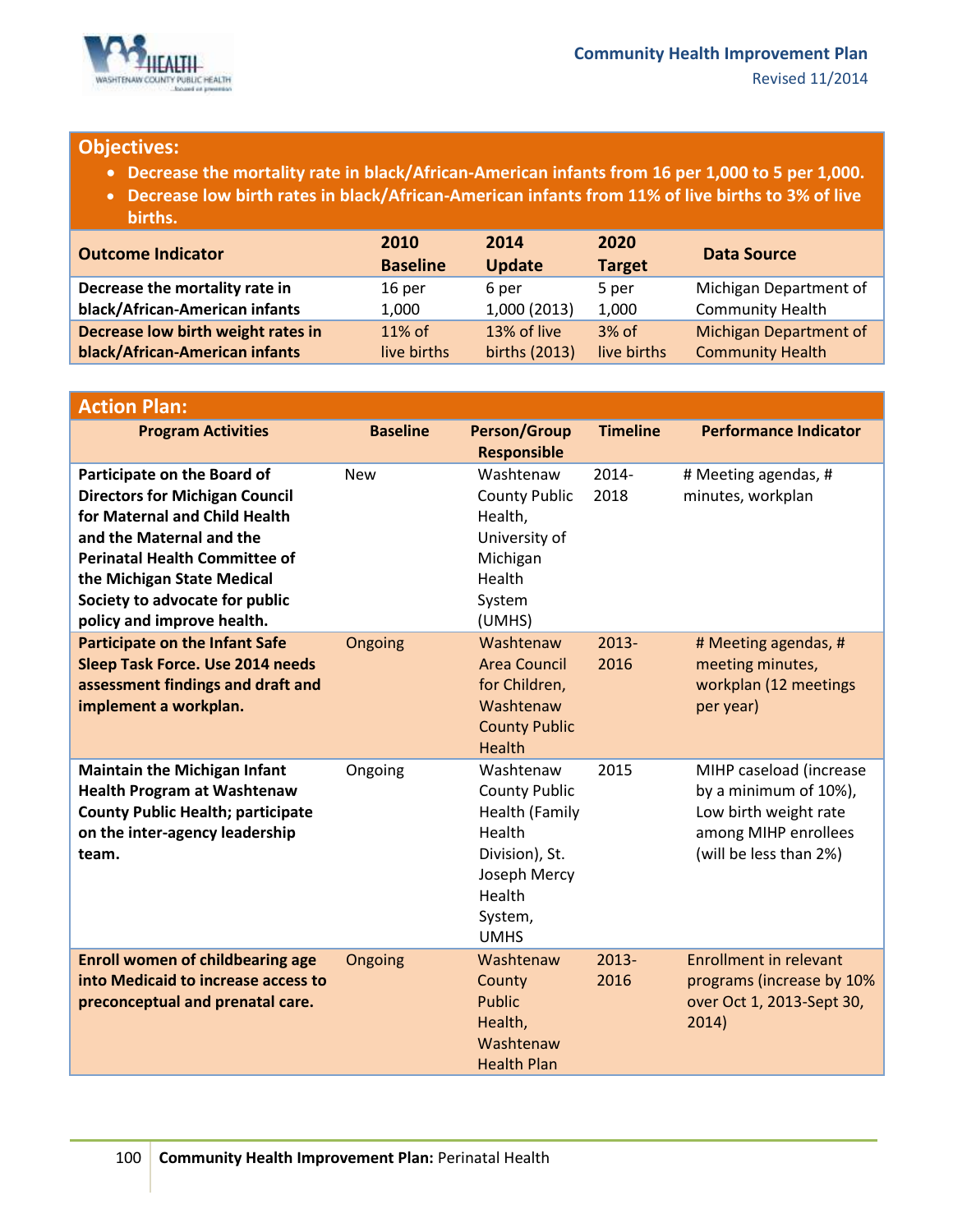## Objectives:

- **Decrease the mortality rate in black/African-American infants from 16 per 1,000 to 5 per 1,000.**
- **Decrease low birth rates in black/African-American infants from 11% of live births to 3% of live births.**

| Outcome Indicator | 2010 Baseline | 2014 Update | 2020 Target | Data Source |
|---|---|---|---|---|
| **Decrease the mortality rate in black/African-American infants** | 16 per 1,000 | 6 per 1,000 (2013) | 5 per 1,000 | Michigan Department of Community Health |
| **Decrease low birth weight rates in black/African-American infants** | 11% of live births | 13% of live births (2013) | 3% of live births | Michigan Department of Community Health |

## Action Plan:

| Program Activities | Baseline | Person/Group Responsible | Timeline | Performance Indicator |
|---|---|---|---|---|
| **Participate on the Board of Directors for Michigan Council for Maternal and Child Health and the Maternal and the Perinatal Health Committee of the Michigan State Medical Society to advocate for public policy and improve health.** | New | Washtenaw County Public Health, University of Michigan Health System (UMHS) | 2014-2018 | # Meeting agendas, # minutes, workplan |
| **Participate on the Infant Safe Sleep Task Force. Use 2014 needs assessment findings and draft and implement a workplan.** | Ongoing | Washtenaw Area Council for Children, Washtenaw County Public Health | 2013-2016 | # Meeting agendas, # meeting minutes, workplan (12 meetings per year) |
| **Maintain the Michigan Infant Health Program at Washtenaw County Public Health; participate on the inter-agency leadership team.** | Ongoing | Washtenaw County Public Health (Family Health Division), St. Joseph Mercy Health System, UMHS | 2015 | MIHP caseload (increase by a minimum of 10%), Low birth weight rate among MIHP enrollees (will be less than 2%) |
| **Enroll women of childbearing age into Medicaid to increase access to preconceptual and prenatal care.** | Ongoing | Washtenaw County Public Health, Washtenaw Health Plan | 2013-2016 | Enrollment in relevant programs (increase by 10% over Oct 1, 2013-Sept 30, 2014) |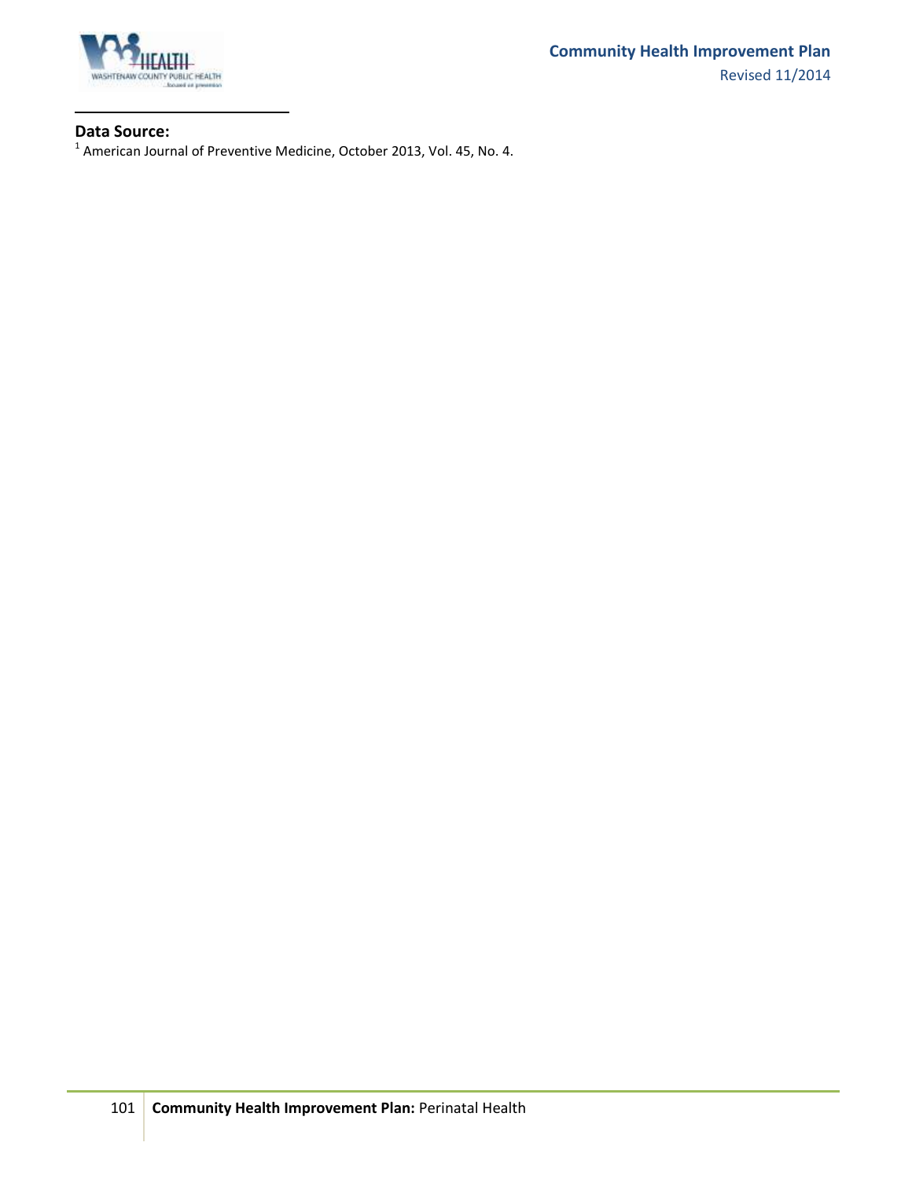**Data Source:**

[1] American Journal of Preventive Medicine, October 2013, Vol. 45, No. 4.